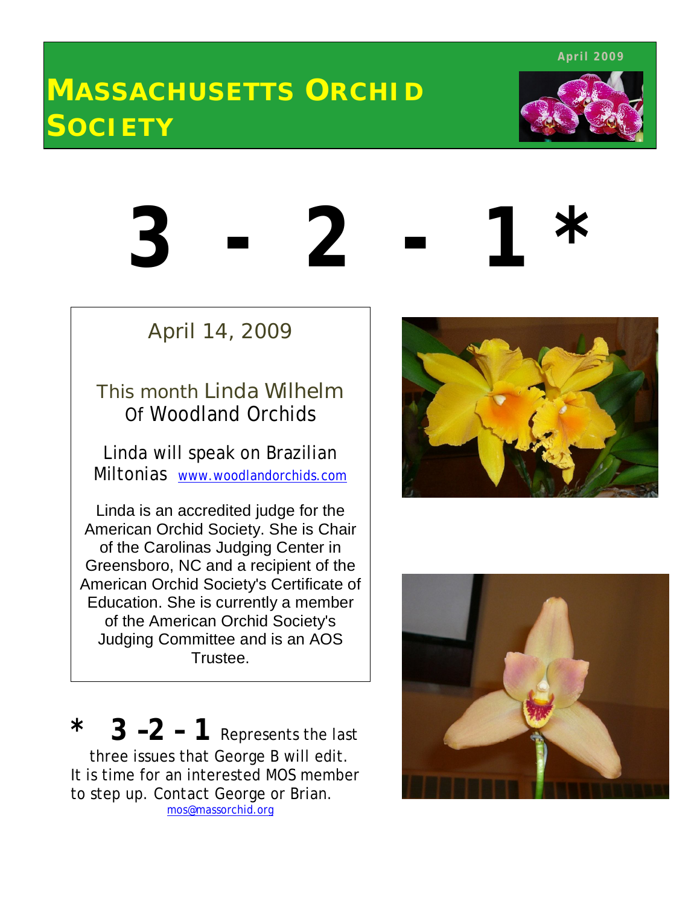April 2009

# MASSACHUSETTS ORCHID SOCIETY

# 3 - 2 - 1 *

## April 14, 2009

This month Linda Wilhelm Of Woodland Orchids

Linda will speak on Brazilian Miltonias [www.woodlandorchids.com](http://www.woodlandorchids.com)

Linda is an accredited judge for the American Orchid Society. She is Chair of the Carolinas Judging Center in Greensboro, NC and a recipient of the American Orchid Society's Certificate of Education. She is currently a member of the American Orchid Society's Judging Committee and is an AOS Trustee.

**\* 3 –2 – 1** Represents the last three issues that George B will edit. It is time for an interested MOS member to step up. Contact George or Brian. mos@massorchid.org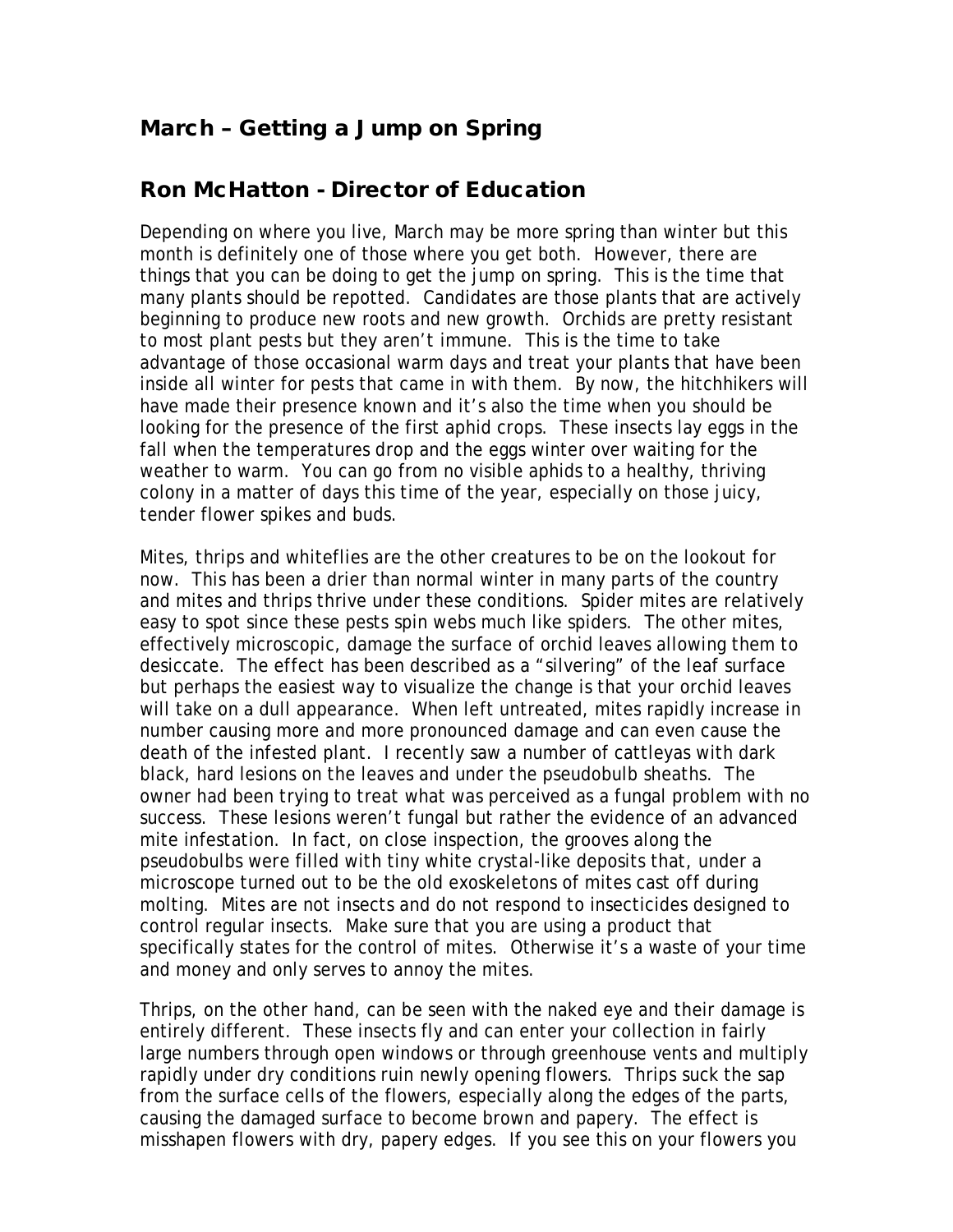## March – Getting a Jump on Spring

## Ron McHatton - Director of Education

Depending on where you live, March may be more spring than winter but this month is definitely one of those where you get both. However, there are things that you can be doing to get the jump on spring. This is the time that many plants should be repotted. Candidates are those plants that are actively beginning to produce new roots and new growth. Orchids are pretty resistant to most plant pests but they aren't immune. This is the time to take advantage of those occasional warm days and treat your plants that have been inside all winter for pests that came in with them. By now, the hitchhikers will have made their presence known and it's also the time when you should be looking for the presence of the first aphid crops. These insects lay eggs in the fall when the temperatures drop and the eggs winter over waiting for the weather to warm. You can go from no visible aphids to a healthy, thriving colony in a matter of days this time of the year, especially on those juicy, tender flower spikes and buds.

Mites, thrips and whiteflies are the other creatures to be on the lookout for now. This has been a drier than normal winter in many parts of the country and mites and thrips thrive under these conditions. Spider mites are relatively easy to spot since these pests spin webs much like spiders. The other mites, effectively microscopic, damage the surface of orchid leaves allowing them to desiccate. The effect has been described as a "silvering" of the leaf surface but perhaps the easiest way to visualize the change is that your orchid leaves will take on a dull appearance. When left untreated, mites rapidly increase in number causing more and more pronounced damage and can even cause the death of the infested plant. I recently saw a number of cattleyas with dark black, hard lesions on the leaves and under the pseudobulb sheaths. The owner had been trying to treat what was perceived as a fungal problem with no success. These lesions weren't fungal but rather the evidence of an advanced mite infestation. In fact, on close inspection, the grooves along the pseudobulbs were filled with tiny white crystal-like deposits that, under a microscope turned out to be the old exoskeletons of mites cast off during molting. Mites are not insects and do not respond to insecticides designed to control regular insects. Make sure that you are using a product that specifically states for the control of mites. Otherwise it's a waste of your time and money and only serves to annoy the mites.

Thrips, on the other hand, can be seen with the naked eye and their damage is entirely different. These insects fly and can enter your collection in fairly large numbers through open windows or through greenhouse vents and multiply rapidly under dry conditions ruin newly opening flowers. Thrips suck the sap from the surface cells of the flowers, especially along the edges of the parts, causing the damaged surface to become brown and papery. The effect is misshapen flowers with dry, papery edges. If you see this on your flowers you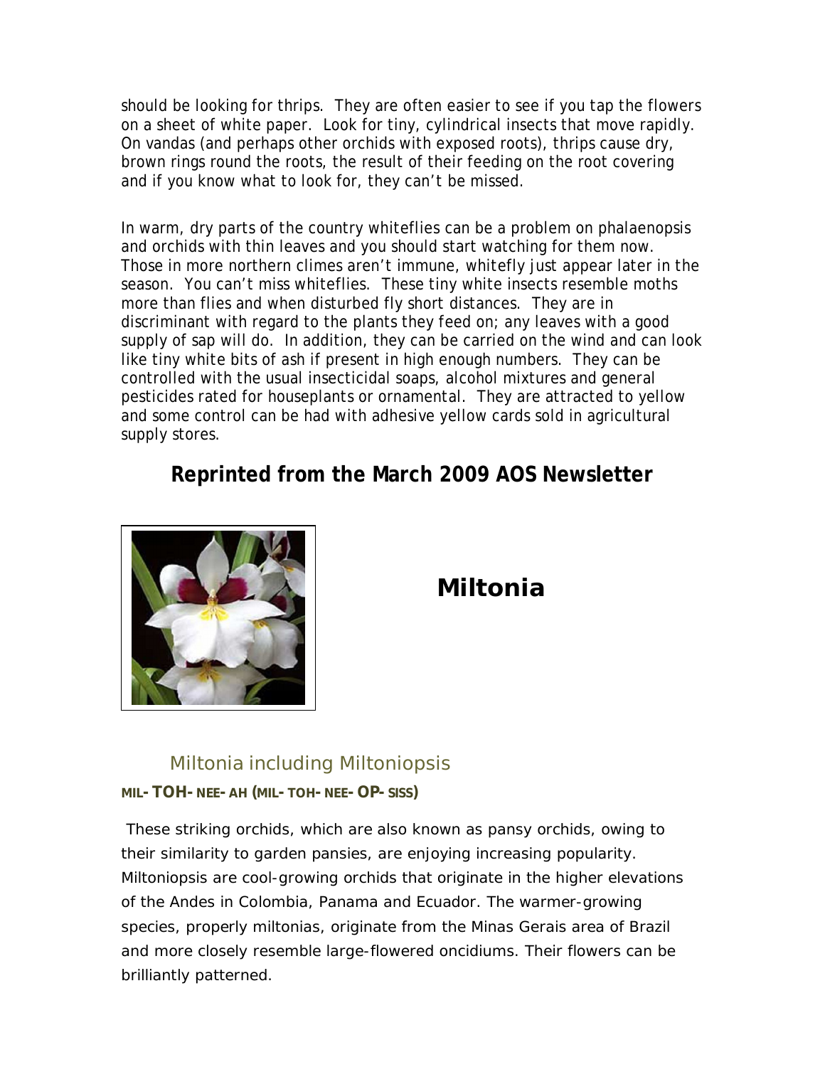should be looking for thrips. They are often easier to see if you tap the flowers on a sheet of white paper. Look for tiny, cylindrical insects that move rapidly. On vandas (and perhaps other orchids with exposed roots), thrips cause dry, brown rings round the roots, the result of their feeding on the root covering and if you know what to look for, they can't be missed.

In warm, dry parts of the country whiteflies can be a problem on phalaenopsis and orchids with thin leaves and you should start watching for them now. Those in more northern climes aren't immune, whitefly just appear later in the season. You can't miss whiteflies. These tiny white insects resemble moths more than flies and when disturbed fly short distances. They are in discriminant with regard to the plants they feed on; any leaves with a good supply of sap will do. In addition, they can be carried on the wind and can look like tiny white bits of ash if present in high enough numbers. They can be controlled with the usual insecticidal soaps, alcohol mixtures and general pesticides rated for houseplants or ornamental. They are attracted to yellow and some control can be had with adhesive yellow cards sold in agricultural supply stores.

**Reprinted from the March 2009 AOS Newsletter**

# Miltonia

## Miltonia including Miltoniopsis

**MIL-TOH-NEE-AH (MIL-TOH-NEE-OP-SISS)**

These striking orchids, which are also known as pansy orchids, owing to their similarity to garden pansies, are enjoying increasing popularity. Miltoniopsis are cool-growing orchids that originate in the higher elevations of the Andes in Colombia, Panama and Ecuador. The warmer-growing species, properly miltonias, originate from the Minas Gerais area of Brazil and more closely resemble large-flowered oncidiums. Their flowers can be brilliantly patterned.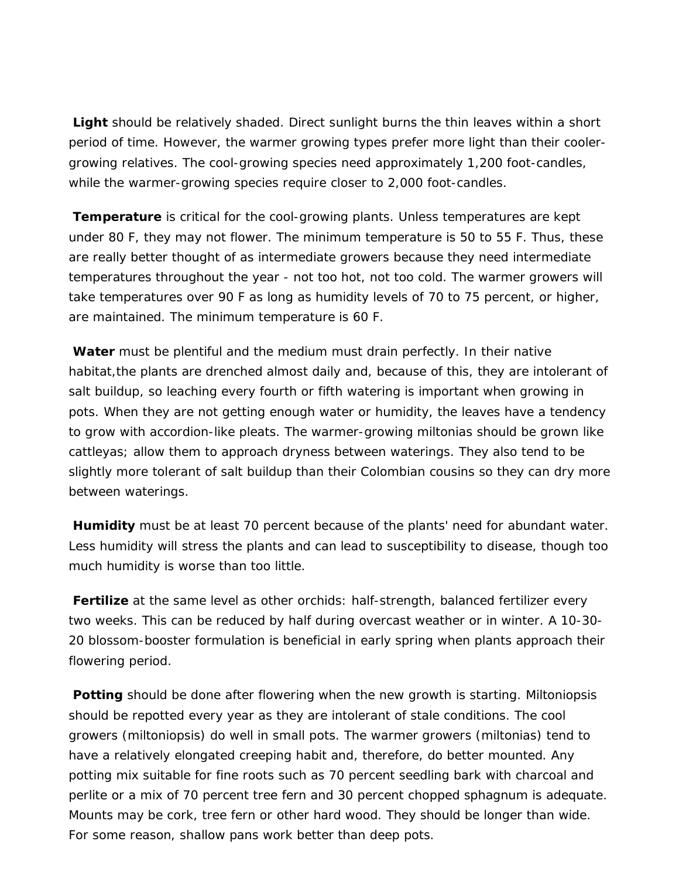**Light** should be relatively shaded. Direct sunlight burns the thin leaves within a short period of time. However, the warmer growing types prefer more light than their cooler-growing relatives. The cool-growing species need approximately 1,200 foot-candles, while the warmer-growing species require closer to 2,000 foot-candles.

**Temperature** is critical for the cool-growing plants. Unless temperatures are kept under 80 F, they may not flower. The minimum temperature is 50 to 55 F. Thus, these are really better thought of as intermediate growers because they need intermediate temperatures throughout the year - not too hot, not too cold. The warmer growers will take temperatures over 90 F as long as humidity levels of 70 to 75 percent, or higher, are maintained. The minimum temperature is 60 F.

**Water** must be plentiful and the medium must drain perfectly. In their native habitat,the plants are drenched almost daily and, because of this, they are intolerant of salt buildup, so leaching every fourth or fifth watering is important when growing in pots. When they are not getting enough water or humidity, the leaves have a tendency to grow with accordion-like pleats. The warmer-growing miltonias should be grown like cattleyas; allow them to approach dryness between waterings. They also tend to be slightly more tolerant of salt buildup than their Colombian cousins so they can dry more between waterings.

**Humidity** must be at least 70 percent because of the plants' need for abundant water. Less humidity will stress the plants and can lead to susceptibility to disease, though too much humidity is worse than too little.

**Fertilize** at the same level as other orchids: half-strength, balanced fertilizer every two weeks. This can be reduced by half during overcast weather or in winter. A 10-30-20 blossom-booster formulation is beneficial in early spring when plants approach their flowering period.

**Potting** should be done after flowering when the new growth is starting. Miltoniopsis should be repotted every year as they are intolerant of stale conditions. The cool growers (miltoniopsis) do well in small pots. The warmer growers (miltonias) tend to have a relatively elongated creeping habit and, therefore, do better mounted. Any potting mix suitable for fine roots such as 70 percent seedling bark with charcoal and perlite or a mix of 70 percent tree fern and 30 percent chopped sphagnum is adequate. Mounts may be cork, tree fern or other hard wood. They should be longer than wide. For some reason, shallow pans work better than deep pots.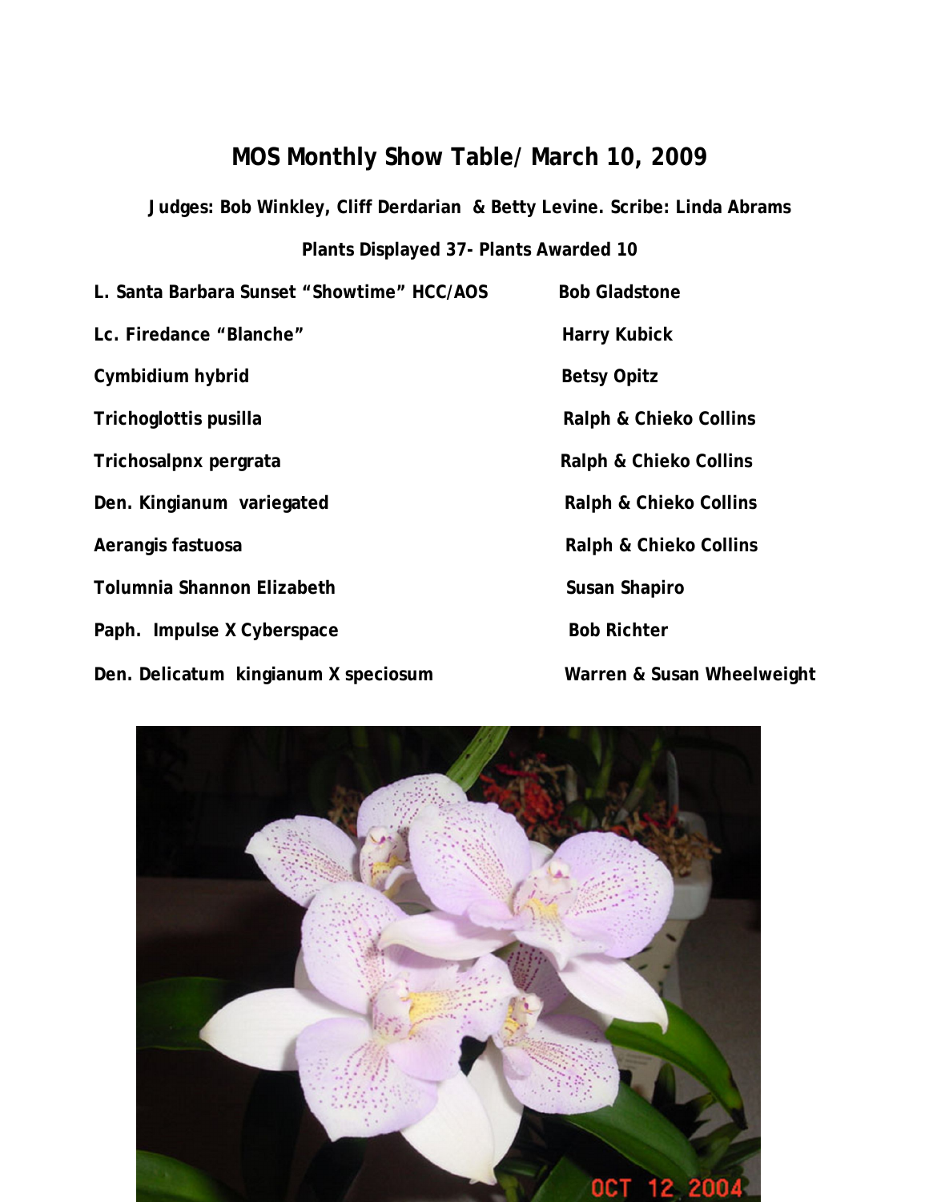# MOS Monthly Show Table/ March 10, 2009

**Judges: Bob Winkley, Cliff Derdarian & Betty Levine. Scribe: Linda Abrams**

**Plants Displayed 37- Plants Awarded 10**

| | |
|---|---|
| **L. Santa Barbara Sunset "Showtime" HCC/AOS** | **Bob Gladstone** |
| **Lc. Firedance "Blanche"** | **Harry Kubick** |
| **Cymbidium hybrid** | **Betsy Opitz** |
| **Trichoglottis pusilla** | **Ralph & Chieko Collins** |
| **Trichosalpnx pergrata** | **Ralph & Chieko Collins** |
| **Den. Kingianum variegated** | **Ralph & Chieko Collins** |
| **Aerangis fastuosa** | **Ralph & Chieko Collins** |
| **Tolumnia Shannon Elizabeth** | **Susan Shapiro** |
| **Paph. Impulse X Cyberspace** | **Bob Richter** |
| **Den. Delicatum kingianum X speciosum** | **Warren & Susan Wheelweight** |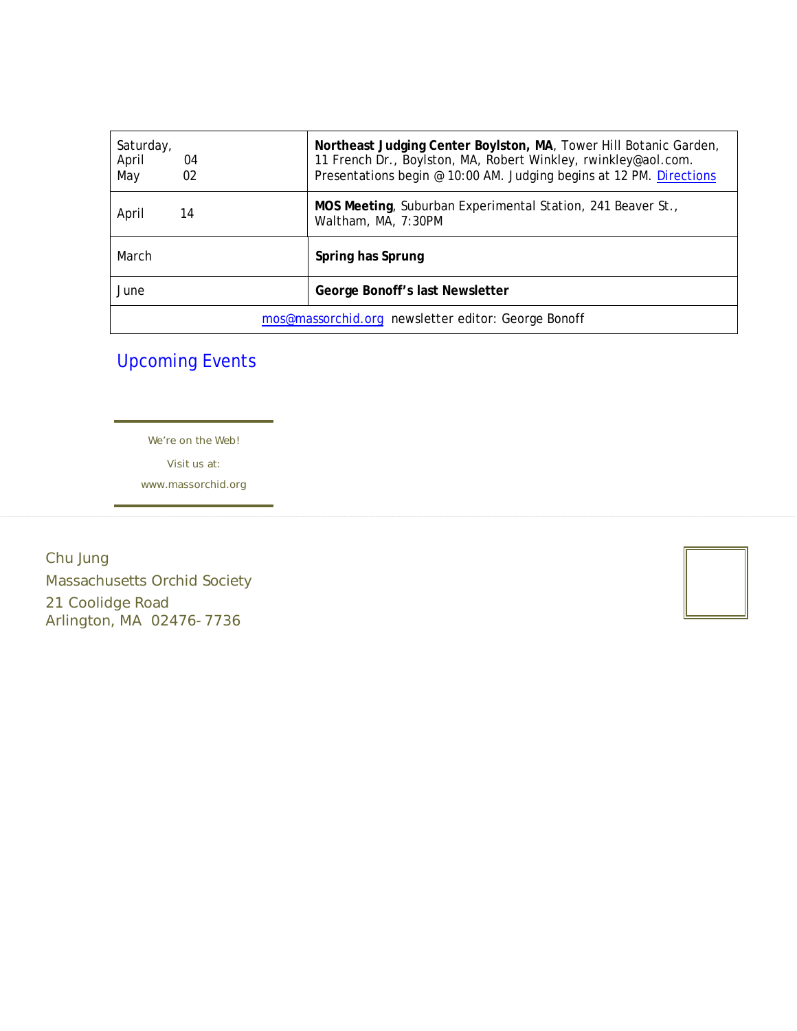| | |
|---|---|
| Saturday,<br>April 04<br>May 02 | **Northeast Judging Center Boylston, MA**, Tower Hill Botanic Garden, 11 French Dr., Boylston, MA, Robert Winkley, rwinkley@aol.com. Presentations begin @ 10:00 AM. Judging begins at 12 PM. Directions |
| April 14 | **MOS Meeting**, Suburban Experimental Station, 241 Beaver St., Waltham, MA, 7:30PM |
| March | **Spring has Sprung** |
| June | **George Bonoff's last Newsletter** |
| mos@massorchid.org newsletter editor: George Bonoff | |

## Upcoming Events

We're on the Web!

Visit us at:

www.massorchid.org

Chu Jung
Massachusetts Orchid Society
21 Coolidge Road
Arlington, MA 02476-7736